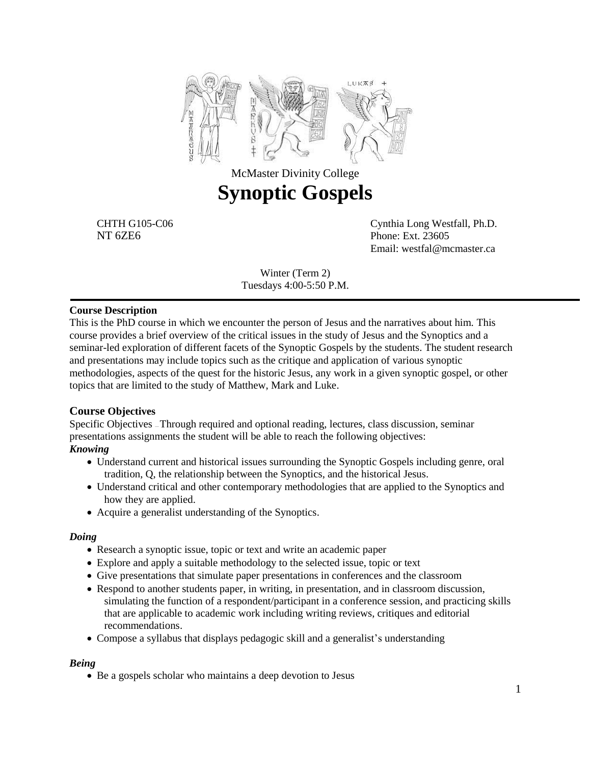McMaster Divinity College

# Synoptic Gospels

CHTH G105-C06
NT 6ZE6

Cynthia Long Westfall, Ph.D.
Phone: Ext. 23605
Email: westfal@mcmaster.ca

Winter (Term 2)
Tuesdays 4:00-5:50 P.M.

---

### Course Description

This is the PhD course in which we encounter the person of Jesus and the narratives about him. This course provides a brief overview of the critical issues in the study of Jesus and the Synoptics and a seminar-led exploration of different facets of the Synoptic Gospels by the students. The student research and presentations may include topics such as the critique and application of various synoptic methodologies, aspects of the quest for the historic Jesus, any work in a given synoptic gospel, or other topics that are limited to the study of Matthew, Mark and Luke.

### Course Objectives

Specific Objectives – Through required and optional reading, lectures, class discussion, seminar presentations assignments the student will be able to reach the following objectives:

***Knowing***

- Understand current and historical issues surrounding the Synoptic Gospels including genre, oral tradition, Q, the relationship between the Synoptics, and the historical Jesus.
- Understand critical and other contemporary methodologies that are applied to the Synoptics and how they are applied.
- Acquire a generalist understanding of the Synoptics.

***Doing***

- Research a synoptic issue, topic or text and write an academic paper
- Explore and apply a suitable methodology to the selected issue, topic or text
- Give presentations that simulate paper presentations in conferences and the classroom
- Respond to another students paper, in writing, in presentation, and in classroom discussion, simulating the function of a respondent/participant in a conference session, and practicing skills that are applicable to academic work including writing reviews, critiques and editorial recommendations.
- Compose a syllabus that displays pedagogic skill and a generalist's understanding

***Being***

- Be a gospels scholar who maintains a deep devotion to Jesus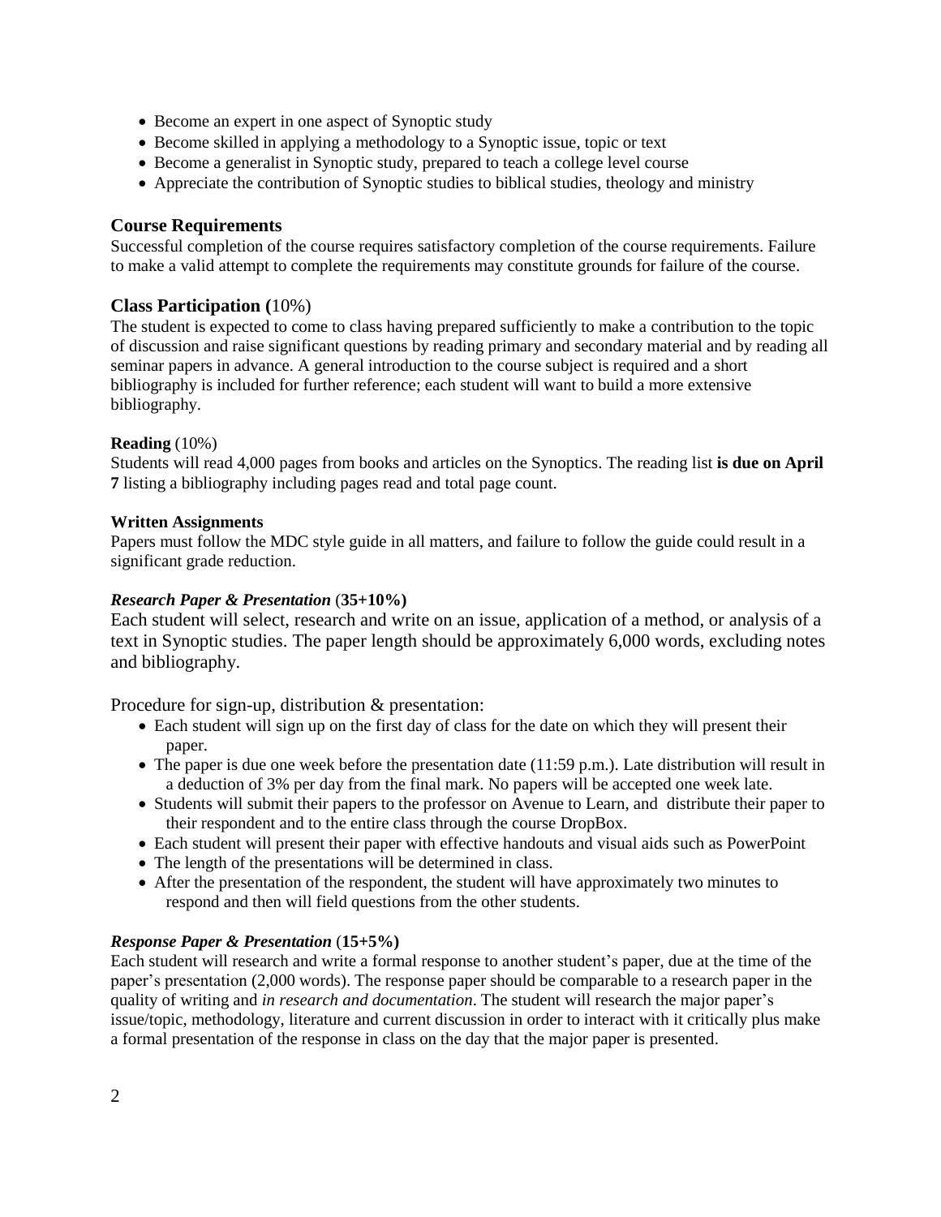- Become an expert in one aspect of Synoptic study
- Become skilled in applying a methodology to a Synoptic issue, topic or text
- Become a generalist in Synoptic study, prepared to teach a college level course
- Appreciate the contribution of Synoptic studies to biblical studies, theology and ministry

## Course Requirements

Successful completion of the course requires satisfactory completion of the course requirements. Failure to make a valid attempt to complete the requirements may constitute grounds for failure of the course.

## Class Participation (10%)

The student is expected to come to class having prepared sufficiently to make a contribution to the topic of discussion and raise significant questions by reading primary and secondary material and by reading all seminar papers in advance. A general introduction to the course subject is required and a short bibliography is included for further reference; each student will want to build a more extensive bibliography.

**Reading** (10%)

Students will read 4,000 pages from books and articles on the Synoptics. The reading list **is due on April 7** listing a bibliography including pages read and total page count.

**Written Assignments**

Papers must follow the MDC style guide in all matters, and failure to follow the guide could result in a significant grade reduction.

***Research Paper & Presentation*** (**35+10%)**

Each student will select, research and write on an issue, application of a method, or analysis of a text in Synoptic studies. The paper length should be approximately 6,000 words, excluding notes and bibliography.

Procedure for sign-up, distribution & presentation:

- Each student will sign up on the first day of class for the date on which they will present their paper.
- The paper is due one week before the presentation date (11:59 p.m.). Late distribution will result in a deduction of 3% per day from the final mark. No papers will be accepted one week late.
- Students will submit their papers to the professor on Avenue to Learn, and distribute their paper to their respondent and to the entire class through the course DropBox.
- Each student will present their paper with effective handouts and visual aids such as PowerPoint
- The length of the presentations will be determined in class.
- After the presentation of the respondent, the student will have approximately two minutes to respond and then will field questions from the other students.

***Response Paper & Presentation*** (**15+5%)**

Each student will research and write a formal response to another student's paper, due at the time of the paper's presentation (2,000 words). The response paper should be comparable to a research paper in the quality of writing and *in research and documentation*. The student will research the major paper's issue/topic, methodology, literature and current discussion in order to interact with it critically plus make a formal presentation of the response in class on the day that the major paper is presented.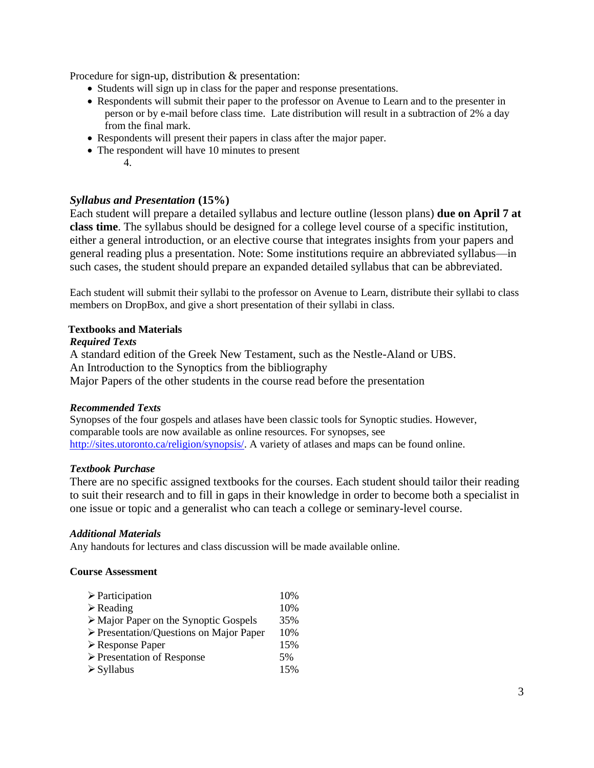Procedure for sign-up, distribution & presentation:

- Students will sign up in class for the paper and response presentations.
- Respondents will submit their paper to the professor on Avenue to Learn and to the presenter in person or by e-mail before class time. Late distribution will result in a subtraction of 2% a day from the final mark.
- Respondents will present their papers in class after the major paper.
- The respondent will have 10 minutes to present

4.

### *Syllabus and Presentation* (15%)

Each student will prepare a detailed syllabus and lecture outline (lesson plans) **due on April 7 at class time**. The syllabus should be designed for a college level course of a specific institution, either a general introduction, or an elective course that integrates insights from your papers and general reading plus a presentation. Note: Some institutions require an abbreviated syllabus—in such cases, the student should prepare an expanded detailed syllabus that can be abbreviated.

Each student will submit their syllabi to the professor on Avenue to Learn, distribute their syllabi to class members on DropBox, and give a short presentation of their syllabi in class.

**Textbooks and Materials**

***Required Texts***

A standard edition of the Greek New Testament, such as the Nestle-Aland or UBS.
An Introduction to the Synoptics from the bibliography
Major Papers of the other students in the course read before the presentation

***Recommended Texts***

Synopses of the four gospels and atlases have been classic tools for Synoptic studies. However, comparable tools are now available as online resources. For synopses, see http://sites.utoronto.ca/religion/synopsis/. A variety of atlases and maps can be found online.

***Textbook Purchase***

There are no specific assigned textbooks for the courses. Each student should tailor their reading to suit their research and to fill in gaps in their knowledge in order to become both a specialist in one issue or topic and a generalist who can teach a college or seminary-level course.

***Additional Materials***

Any handouts for lectures and class discussion will be made available online.

**Course Assessment**

| | |
|---|---|
| ➢ Participation | 10% |
| ➢ Reading | 10% |
| ➢ Major Paper on the Synoptic Gospels | 35% |
| ➢ Presentation/Questions on Major Paper | 10% |
| ➢ Response Paper | 15% |
| ➢ Presentation of Response | 5% |
| ➢ Syllabus | 15% |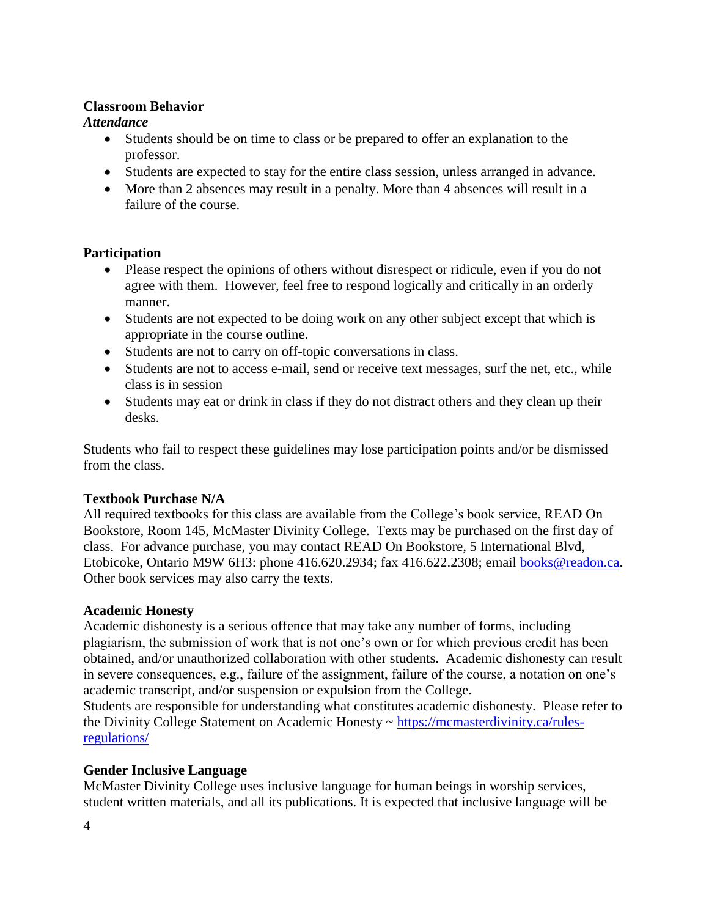**Classroom Behavior**

***Attendance***

- Students should be on time to class or be prepared to offer an explanation to the professor.
- Students are expected to stay for the entire class session, unless arranged in advance.
- More than 2 absences may result in a penalty. More than 4 absences will result in a failure of the course.

**Participation**

- Please respect the opinions of others without disrespect or ridicule, even if you do not agree with them. However, feel free to respond logically and critically in an orderly manner.
- Students are not expected to be doing work on any other subject except that which is appropriate in the course outline.
- Students are not to carry on off-topic conversations in class.
- Students are not to access e-mail, send or receive text messages, surf the net, etc., while class is in session
- Students may eat or drink in class if they do not distract others and they clean up their desks.

Students who fail to respect these guidelines may lose participation points and/or be dismissed from the class.

**Textbook Purchase N/A**

All required textbooks for this class are available from the College's book service, READ On Bookstore, Room 145, McMaster Divinity College. Texts may be purchased on the first day of class. For advance purchase, you may contact READ On Bookstore, 5 International Blvd, Etobicoke, Ontario M9W 6H3: phone 416.620.2934; fax 416.622.2308; email [books@readon.ca](mailto:books@readon.ca). Other book services may also carry the texts.

**Academic Honesty**

Academic dishonesty is a serious offence that may take any number of forms, including plagiarism, the submission of work that is not one's own or for which previous credit has been obtained, and/or unauthorized collaboration with other students. Academic dishonesty can result in severe consequences, e.g., failure of the assignment, failure of the course, a notation on one's academic transcript, and/or suspension or expulsion from the College.
Students are responsible for understanding what constitutes academic dishonesty. Please refer to the Divinity College Statement on Academic Honesty ~ [https://mcmasterdivinity.ca/rules-regulations/](https://mcmasterdivinity.ca/rules-regulations/)

**Gender Inclusive Language**

McMaster Divinity College uses inclusive language for human beings in worship services, student written materials, and all its publications. It is expected that inclusive language will be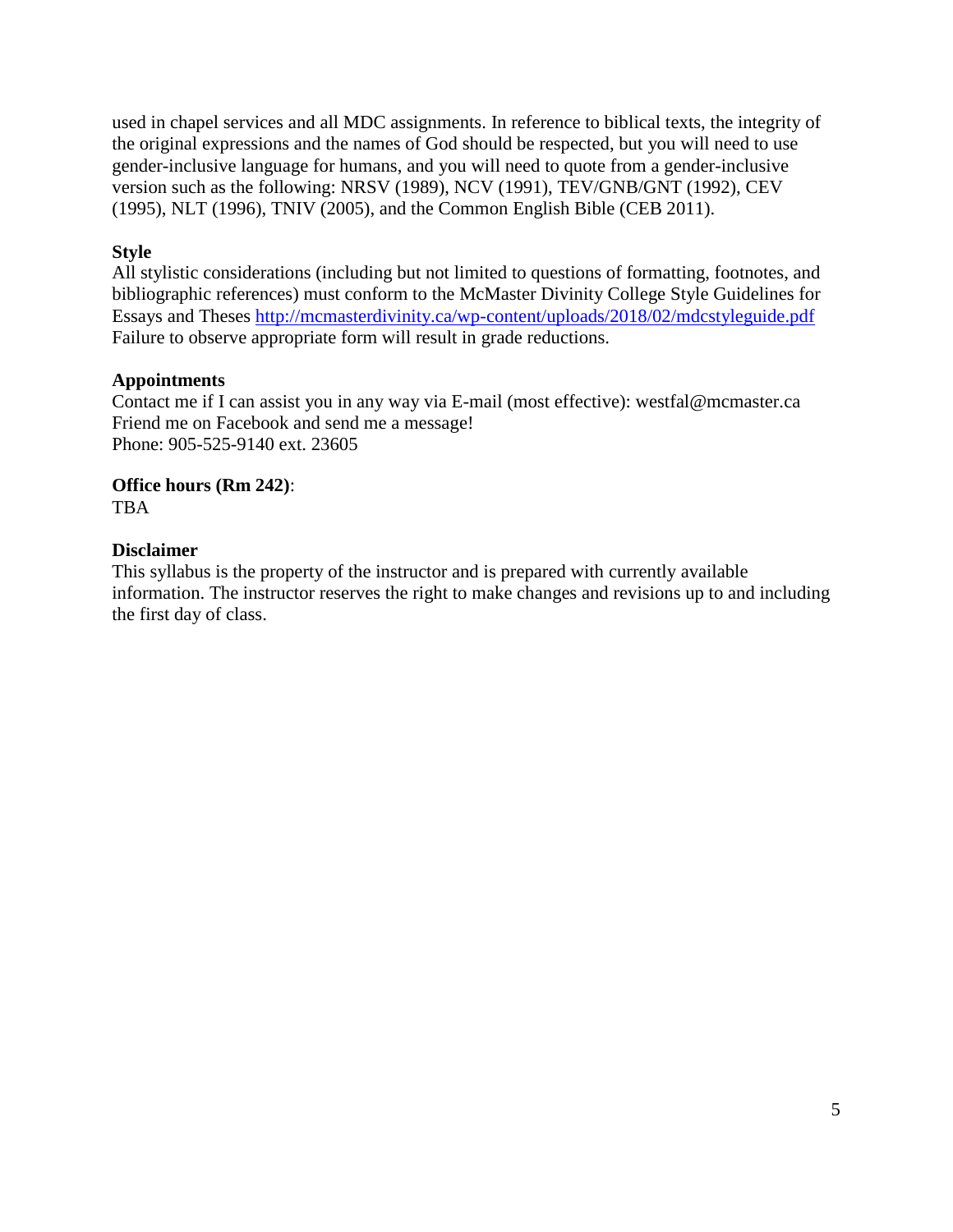used in chapel services and all MDC assignments. In reference to biblical texts, the integrity of the original expressions and the names of God should be respected, but you will need to use gender-inclusive language for humans, and you will need to quote from a gender-inclusive version such as the following: NRSV (1989), NCV (1991), TEV/GNB/GNT (1992), CEV (1995), NLT (1996), TNIV (2005), and the Common English Bible (CEB 2011).

**Style**

All stylistic considerations (including but not limited to questions of formatting, footnotes, and bibliographic references) must conform to the McMaster Divinity College Style Guidelines for Essays and Theses http://mcmasterdivinity.ca/wp-content/uploads/2018/02/mdcstyleguide.pdf Failure to observe appropriate form will result in grade reductions.

**Appointments**

Contact me if I can assist you in any way via E-mail (most effective): westfal@mcmaster.ca
Friend me on Facebook and send me a message!
Phone: 905-525-9140 ext. 23605

**Office hours (Rm 242)**:
TBA

**Disclaimer**

This syllabus is the property of the instructor and is prepared with currently available information. The instructor reserves the right to make changes and revisions up to and including the first day of class.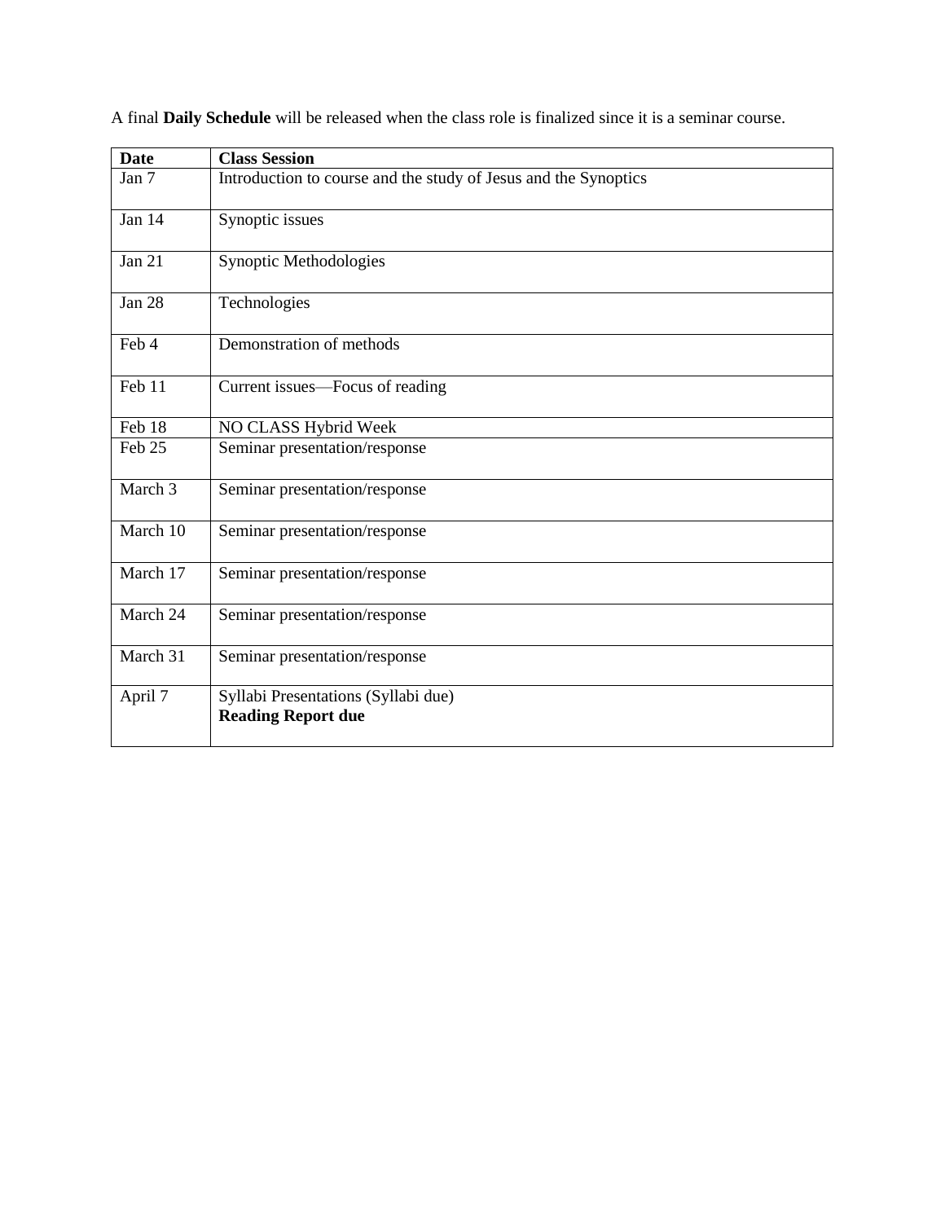A final **Daily Schedule** will be released when the class role is finalized since it is a seminar course.

| **Date** | **Class Session** |
| --- | --- |
| Jan 7 | Introduction to course and the study of Jesus and the Synoptics |
| Jan 14 | Synoptic issues |
| Jan 21 | Synoptic Methodologies |
| Jan 28 | Technologies |
| Feb 4 | Demonstration of methods |
| Feb 11 | Current issues—Focus of reading |
| Feb 18 | NO CLASS Hybrid Week |
| Feb 25 | Seminar presentation/response |
| March 3 | Seminar presentation/response |
| March 10 | Seminar presentation/response |
| March 17 | Seminar presentation/response |
| March 24 | Seminar presentation/response |
| March 31 | Seminar presentation/response |
| April 7 | Syllabi Presentations (Syllabi due)<br>**Reading Report due** |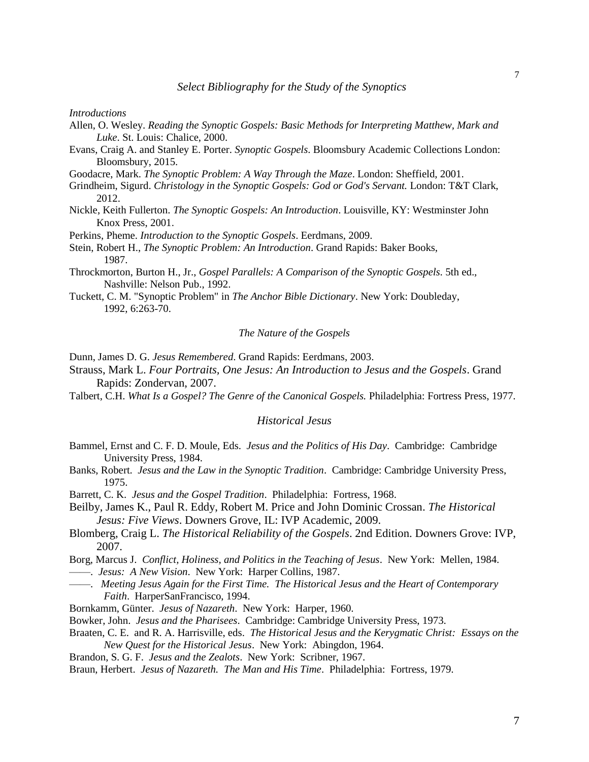## *Select Bibliography for the Study of the Synoptics*

*Introductions*

Allen, O. Wesley. *Reading the Synoptic Gospels: Basic Methods for Interpreting Matthew, Mark and Luke*. St. Louis: Chalice, 2000.

Evans, Craig A. and Stanley E. Porter. *Synoptic Gospels*. Bloomsbury Academic Collections London: Bloomsbury, 2015.

Goodacre, Mark. *The Synoptic Problem: A Way Through the Maze*. London: Sheffield, 2001.

Grindheim, Sigurd. *Christology in the Synoptic Gospels: God or God's Servant.* London: T&T Clark, 2012.

Nickle, Keith Fullerton. *The Synoptic Gospels: An Introduction*. Louisville, KY: Westminster John Knox Press, 2001.

Perkins, Pheme. *Introduction to the Synoptic Gospels*. Eerdmans, 2009.

Stein, Robert H., *The Synoptic Problem: An Introduction*. Grand Rapids: Baker Books, 1987.

Throckmorton, Burton H., Jr., *Gospel Parallels: A Comparison of the Synoptic Gospels*. 5th ed., Nashville: Nelson Pub., 1992.

Tuckett, C. M. "Synoptic Problem" in *The Anchor Bible Dictionary*. New York: Doubleday, 1992, 6:263-70.

### *The Nature of the Gospels*

Dunn, James D. G. *Jesus Remembered*. Grand Rapids: Eerdmans, 2003.

Strauss, Mark L. *Four Portraits, One Jesus: An Introduction to Jesus and the Gospels*. Grand Rapids: Zondervan, 2007.

Talbert, C.H. *What Is a Gospel? The Genre of the Canonical Gospels.* Philadelphia: Fortress Press, 1977.

### *Historical Jesus*

Bammel, Ernst and C. F. D. Moule, Eds. *Jesus and the Politics of His Day*. Cambridge: Cambridge University Press, 1984.

Banks, Robert. *Jesus and the Law in the Synoptic Tradition*. Cambridge: Cambridge University Press, 1975.

Barrett, C. K. *Jesus and the Gospel Tradition*. Philadelphia: Fortress, 1968.

Beilby, James K., Paul R. Eddy, Robert M. Price and John Dominic Crossan. *The Historical Jesus: Five Views*. Downers Grove, IL: IVP Academic, 2009.

Blomberg, Craig L. *The Historical Reliability of the Gospels*. 2nd Edition. Downers Grove: IVP, 2007.

Borg, Marcus J. *Conflict, Holiness, and Politics in the Teaching of Jesus*. New York: Mellen, 1984.

——. *Jesus: A New Vision*. New York: Harper Collins, 1987.

——. *Meeting Jesus Again for the First Time. The Historical Jesus and the Heart of Contemporary Faith*. HarperSanFrancisco, 1994.

Bornkamm, Günter. *Jesus of Nazareth*. New York: Harper, 1960.

Bowker, John. *Jesus and the Pharisees*. Cambridge: Cambridge University Press, 1973.

Braaten, C. E. and R. A. Harrisville, eds. *The Historical Jesus and the Kerygmatic Christ: Essays on the New Quest for the Historical Jesus*. New York: Abingdon, 1964.

Brandon, S. G. F. *Jesus and the Zealots*. New York: Scribner, 1967.

Braun, Herbert. *Jesus of Nazareth. The Man and His Time*. Philadelphia: Fortress, 1979.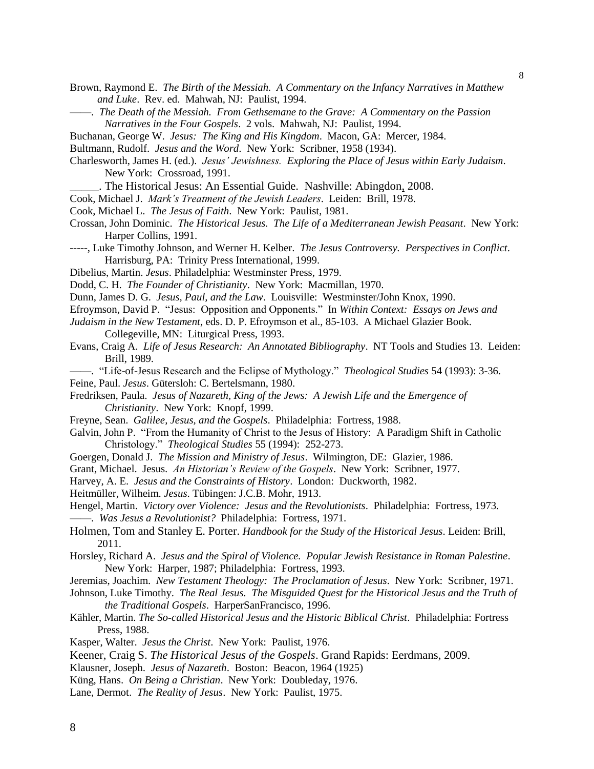Brown, Raymond E. *The Birth of the Messiah. A Commentary on the Infancy Narratives in Matthew and Luke*. Rev. ed. Mahwah, NJ: Paulist, 1994.

——. *The Death of the Messiah. From Gethsemane to the Grave: A Commentary on the Passion Narratives in the Four Gospels*. 2 vols. Mahwah, NJ: Paulist, 1994.

Buchanan, George W. *Jesus: The King and His Kingdom*. Macon, GA: Mercer, 1984.

Bultmann, Rudolf. *Jesus and the Word*. New York: Scribner, 1958 (1934).

Charlesworth, James H. (ed.). *Jesus' Jewishness. Exploring the Place of Jesus within Early Judaism*. New York: Crossroad, 1991.

_____. The Historical Jesus: An Essential Guide. Nashville: Abingdon, 2008.

Cook, Michael J. *Mark's Treatment of the Jewish Leaders*. Leiden: Brill, 1978.

Cook, Michael L. *The Jesus of Faith*. New York: Paulist, 1981.

Crossan, John Dominic. *The Historical Jesus. The Life of a Mediterranean Jewish Peasant*. New York: Harper Collins, 1991.

-----, Luke Timothy Johnson, and Werner H. Kelber. *The Jesus Controversy. Perspectives in Conflict*. Harrisburg, PA: Trinity Press International, 1999.

Dibelius, Martin. *Jesus*. Philadelphia: Westminster Press, 1979.

Dodd, C. H. *The Founder of Christianity*. New York: Macmillan, 1970.

Dunn, James D. G. *Jesus, Paul, and the Law*. Louisville: Westminster/John Knox, 1990.

Efroymson, David P. "Jesus: Opposition and Opponents." In *Within Context: Essays on Jews and Judaism in the New Testament*, eds. D. P. Efroymson et al., 85-103. A Michael Glazier Book. Collegeville, MN: Liturgical Press, 1993.

Evans, Craig A. *Life of Jesus Research: An Annotated Bibliography*. NT Tools and Studies 13. Leiden: Brill, 1989.

——. "Life-of-Jesus Research and the Eclipse of Mythology." *Theological Studies* 54 (1993): 3-36.

Feine, Paul. *Jesus*. Gütersloh: C. Bertelsmann, 1980.

Fredriksen, Paula. *Jesus of Nazareth, King of the Jews: A Jewish Life and the Emergence of Christianity*. New York: Knopf, 1999.

Freyne, Sean. *Galilee, Jesus, and the Gospels*. Philadelphia: Fortress, 1988.

Galvin, John P. "From the Humanity of Christ to the Jesus of History: A Paradigm Shift in Catholic Christology." *Theological Studies* 55 (1994): 252-273.

Goergen, Donald J. *The Mission and Ministry of Jesus*. Wilmington, DE: Glazier, 1986.

Grant, Michael. Jesus. *An Historian's Review of the Gospels*. New York: Scribner, 1977.

Harvey, A. E. *Jesus and the Constraints of History*. London: Duckworth, 1982.

Heitmüller, Wilheim. *Jesus*. Tübingen: J.C.B. Mohr, 1913.

Hengel, Martin. *Victory over Violence: Jesus and the Revolutionists*. Philadelphia: Fortress, 1973.

——. *Was Jesus a Revolutionist?* Philadelphia: Fortress, 1971.

Holmen, Tom and Stanley E. Porter. *Handbook for the Study of the Historical Jesus*. Leiden: Brill, 2011.

Horsley, Richard A. *Jesus and the Spiral of Violence. Popular Jewish Resistance in Roman Palestine*. New York: Harper, 1987; Philadelphia: Fortress, 1993.

Jeremias, Joachim. *New Testament Theology: The Proclamation of Jesus*. New York: Scribner, 1971.

Johnson, Luke Timothy. *The Real Jesus. The Misguided Quest for the Historical Jesus and the Truth of the Traditional Gospels*. HarperSanFrancisco, 1996.

Kähler, Martin. *The So-called Historical Jesus and the Historic Biblical Christ*. Philadelphia: Fortress Press, 1988.

Kasper, Walter. *Jesus the Christ*. New York: Paulist, 1976.

Keener, Craig S. *The Historical Jesus of the Gospels*. Grand Rapids: Eerdmans, 2009.

Klausner, Joseph. *Jesus of Nazareth*. Boston: Beacon, 1964 (1925)

Küng, Hans. *On Being a Christian*. New York: Doubleday, 1976.

Lane, Dermot. *The Reality of Jesus*. New York: Paulist, 1975.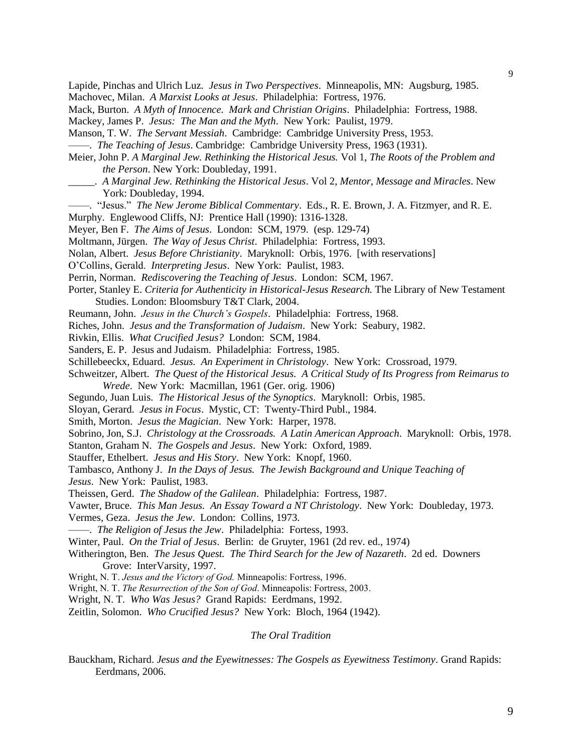Lapide, Pinchas and Ulrich Luz. *Jesus in Two Perspectives*. Minneapolis, MN: Augsburg, 1985.

Machovec, Milan. *A Marxist Looks at Jesus*. Philadelphia: Fortress, 1976.

Mack, Burton. *A Myth of Innocence. Mark and Christian Origins*. Philadelphia: Fortress, 1988.

Mackey, James P. *Jesus: The Man and the Myth*. New York: Paulist, 1979.

Manson, T. W. *The Servant Messiah*. Cambridge: Cambridge University Press, 1953.

——. *The Teaching of Jesus*. Cambridge: Cambridge University Press, 1963 (1931).

Meier, John P. *A Marginal Jew. Rethinking the Historical Jesus.* Vol 1, *The Roots of the Problem and the Person*. New York: Doubleday, 1991.

_____. *A Marginal Jew. Rethinking the Historical Jesus*. Vol 2, *Mentor, Message and Miracles*. New York: Doubleday, 1994.

——. "Jesus." *The New Jerome Biblical Commentary*. Eds., R. E. Brown, J. A. Fitzmyer, and R. E. Murphy. Englewood Cliffs, NJ: Prentice Hall (1990): 1316-1328.

Meyer, Ben F. *The Aims of Jesus*. London: SCM, 1979. (esp. 129-74)

Moltmann, Jürgen. *The Way of Jesus Christ*. Philadelphia: Fortress, 1993.

Nolan, Albert. *Jesus Before Christianity*. Maryknoll: Orbis, 1976. [with reservations]

O'Collins, Gerald. *Interpreting Jesus*. New York: Paulist, 1983.

Perrin, Norman. *Rediscovering the Teaching of Jesus*. London: SCM, 1967.

Porter, Stanley E. *Criteria for Authenticity in Historical-Jesus Research.* The Library of New Testament Studies. London: Bloomsbury T&T Clark, 2004.

Reumann, John. *Jesus in the Church's Gospels*. Philadelphia: Fortress, 1968.

Riches, John. *Jesus and the Transformation of Judaism*. New York: Seabury, 1982.

Rivkin, Ellis. *What Crucified Jesus?* London: SCM, 1984.

Sanders, E. P. Jesus and Judaism. Philadelphia: Fortress, 1985.

Schillebeeckx, Eduard. *Jesus. An Experiment in Christology*. New York: Crossroad, 1979.

Schweitzer, Albert. *The Quest of the Historical Jesus. A Critical Study of Its Progress from Reimarus to Wrede*. New York: Macmillan, 1961 (Ger. orig. 1906)

Segundo, Juan Luis. *The Historical Jesus of the Synoptics*. Maryknoll: Orbis, 1985.

Sloyan, Gerard. *Jesus in Focus*. Mystic, CT: Twenty-Third Publ., 1984.

Smith, Morton. *Jesus the Magician*. New York: Harper, 1978.

Sobrino, Jon, S.J. *Christology at the Crossroads. A Latin American Approach*. Maryknoll: Orbis, 1978.

Stanton, Graham N. *The Gospels and Jesus*. New York: Oxford, 1989.

Stauffer, Ethelbert. *Jesus and His Story*. New York: Knopf, 1960.

Tambasco, Anthony J. *In the Days of Jesus. The Jewish Background and Unique Teaching of Jesus*. New York: Paulist, 1983.

Theissen, Gerd. *The Shadow of the Galilean*. Philadelphia: Fortress, 1987.

Vawter, Bruce. *This Man Jesus. An Essay Toward a NT Christology*. New York: Doubleday, 1973.

Vermes, Geza. *Jesus the Jew*. London: Collins, 1973.

——. *The Religion of Jesus the Jew*. Philadelphia: Fortess, 1993.

Winter, Paul. *On the Trial of Jesus*. Berlin: de Gruyter, 1961 (2d rev. ed., 1974)

Witherington, Ben. *The Jesus Quest. The Third Search for the Jew of Nazareth*. 2d ed. Downers Grove: InterVarsity, 1997.

Wright, N. T. *Jesus and the Victory of God.* Minneapolis: Fortress, 1996.

Wright, N. T. *The Resurrection of the Son of God*. Minneapolis: Fortress, 2003.

Wright, N. T. *Who Was Jesus?* Grand Rapids: Eerdmans, 1992.

Zeitlin, Solomon. *Who Crucified Jesus?* New York: Bloch, 1964 (1942).

### *The Oral Tradition*

Bauckham, Richard. *Jesus and the Eyewitnesses: The Gospels as Eyewitness Testimony*. Grand Rapids: Eerdmans, 2006.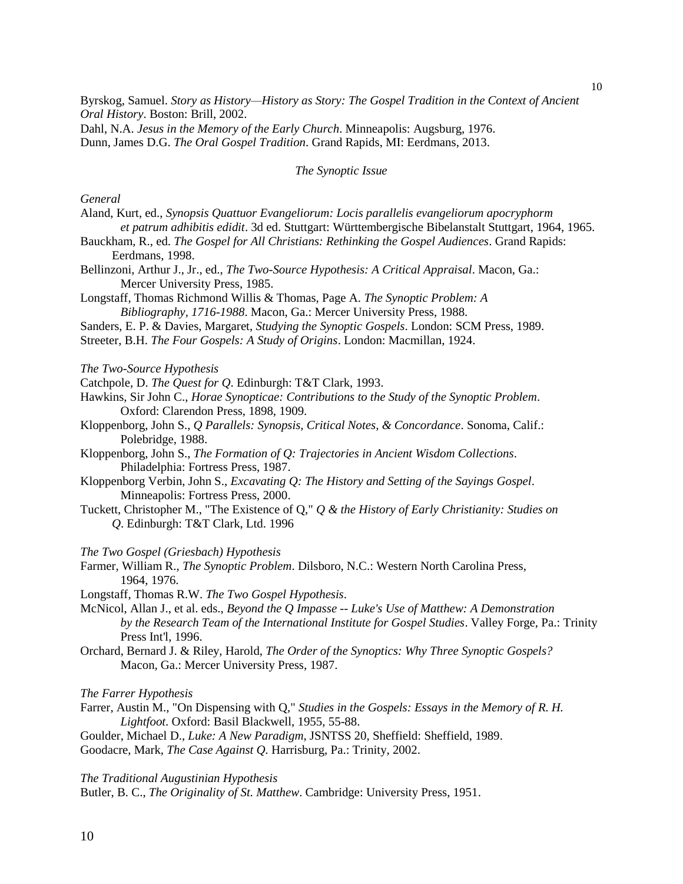Byrskog, Samuel. *Story as History—History as Story: The Gospel Tradition in the Context of Ancient Oral History*. Boston: Brill, 2002.

Dahl, N.A. *Jesus in the Memory of the Early Church*. Minneapolis: Augsburg, 1976.

Dunn, James D.G. *The Oral Gospel Tradition*. Grand Rapids, MI: Eerdmans, 2013.

### *The Synoptic Issue*

*General*

Aland, Kurt, ed., *Synopsis Quattuor Evangeliorum: Locis parallelis evangeliorum apocryphorm et patrum adhibitis edidit*. 3d ed. Stuttgart: Württembergische Bibelanstalt Stuttgart, 1964, 1965.

Bauckham, R., ed. *The Gospel for All Christians: Rethinking the Gospel Audiences*. Grand Rapids: Eerdmans, 1998.

Bellinzoni, Arthur J., Jr., ed., *The Two-Source Hypothesis: A Critical Appraisal*. Macon, Ga.: Mercer University Press, 1985.

Longstaff, Thomas Richmond Willis & Thomas, Page A. *The Synoptic Problem: A Bibliography, 1716-1988*. Macon, Ga.: Mercer University Press, 1988.

Sanders, E. P. & Davies, Margaret, *Studying the Synoptic Gospels*. London: SCM Press, 1989.

Streeter, B.H. *The Four Gospels: A Study of Origins*. London: Macmillan, 1924.

*The Two-Source Hypothesis*

Catchpole, D. *The Quest for Q*. Edinburgh: T&T Clark, 1993.

Hawkins, Sir John C., *Horae Synopticae: Contributions to the Study of the Synoptic Problem*. Oxford: Clarendon Press, 1898, 1909.

Kloppenborg, John S., *Q Parallels: Synopsis, Critical Notes, & Concordance*. Sonoma, Calif.: Polebridge, 1988.

Kloppenborg, John S., *The Formation of Q: Trajectories in Ancient Wisdom Collections*. Philadelphia: Fortress Press, 1987.

Kloppenborg Verbin, John S., *Excavating Q: The History and Setting of the Sayings Gospel*. Minneapolis: Fortress Press, 2000.

Tuckett, Christopher M., "The Existence of Q," *Q & the History of Early Christianity: Studies on Q*. Edinburgh: T&T Clark, Ltd. 1996

*The Two Gospel (Griesbach) Hypothesis*

Farmer, William R., *The Synoptic Problem*. Dilsboro, N.C.: Western North Carolina Press, 1964, 1976.

Longstaff, Thomas R.W. *The Two Gospel Hypothesis*.

McNicol, Allan J., et al. eds., *Beyond the Q Impasse -- Luke's Use of Matthew: A Demonstration by the Research Team of the International Institute for Gospel Studies*. Valley Forge, Pa.: Trinity Press Int'l, 1996.

Orchard, Bernard J. & Riley, Harold, *The Order of the Synoptics: Why Three Synoptic Gospels?* Macon, Ga.: Mercer University Press, 1987.

*The Farrer Hypothesis*

Farrer, Austin M., "On Dispensing with Q," *Studies in the Gospels: Essays in the Memory of R. H. Lightfoot*. Oxford: Basil Blackwell, 1955, 55-88.

Goulder, Michael D., *Luke: A New Paradigm*, JSNTSS 20, Sheffield: Sheffield, 1989.

Goodacre, Mark, *The Case Against Q*. Harrisburg, Pa.: Trinity, 2002.

*The Traditional Augustinian Hypothesis*

Butler, B. C., *The Originality of St. Matthew*. Cambridge: University Press, 1951.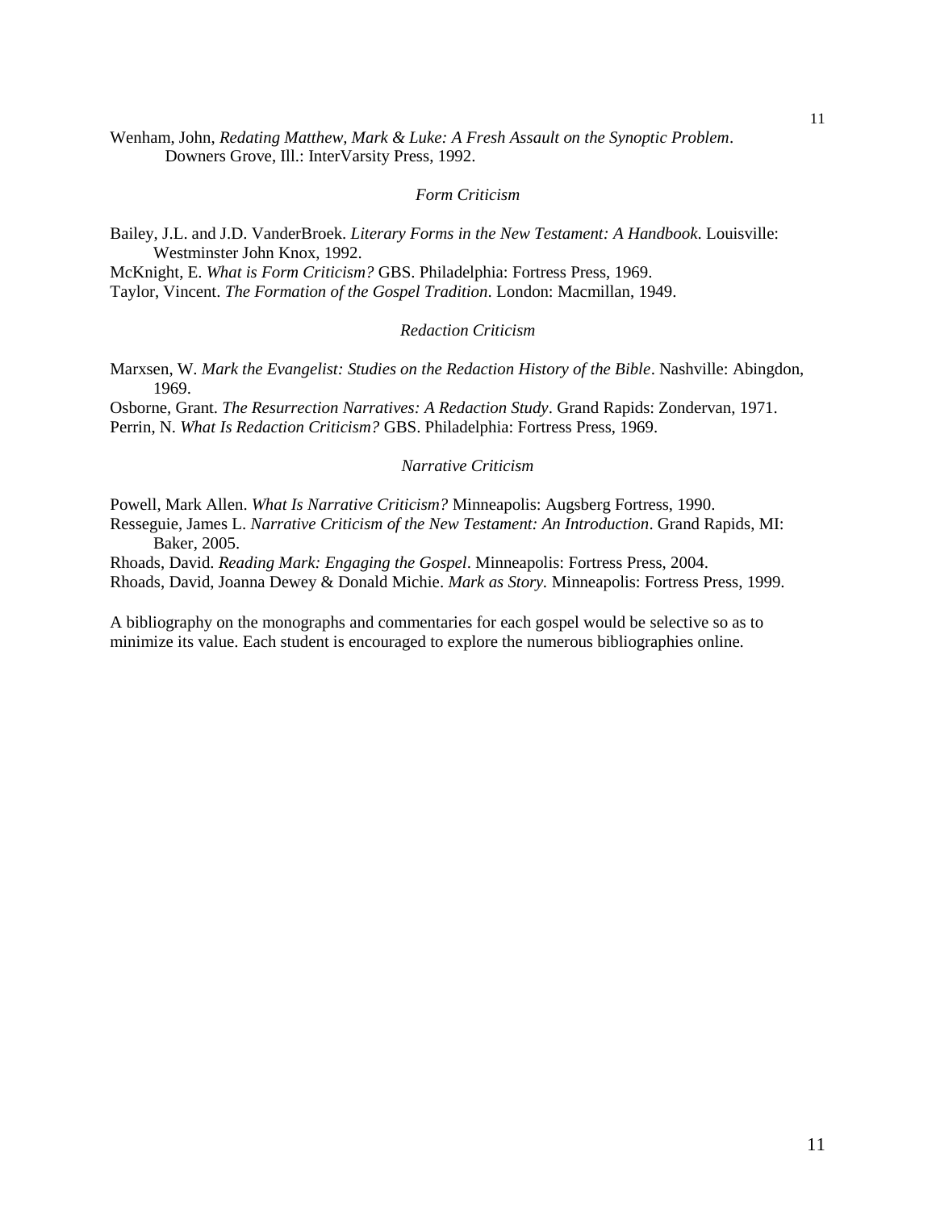Wenham, John, *Redating Matthew, Mark & Luke: A Fresh Assault on the Synoptic Problem*. Downers Grove, Ill.: InterVarsity Press, 1992.

### *Form Criticism*

Bailey, J.L. and J.D. VanderBroek. *Literary Forms in the New Testament: A Handbook*. Louisville: Westminster John Knox, 1992.

McKnight, E. *What is Form Criticism?* GBS. Philadelphia: Fortress Press, 1969.

Taylor, Vincent. *The Formation of the Gospel Tradition*. London: Macmillan, 1949.

### *Redaction Criticism*

Marxsen, W. *Mark the Evangelist: Studies on the Redaction History of the Bible*. Nashville: Abingdon, 1969.

Osborne, Grant. *The Resurrection Narratives: A Redaction Study*. Grand Rapids: Zondervan, 1971.

Perrin, N. *What Is Redaction Criticism?* GBS. Philadelphia: Fortress Press, 1969.

### *Narrative Criticism*

Powell, Mark Allen. *What Is Narrative Criticism?* Minneapolis: Augsberg Fortress, 1990.

Resseguie, James L. *Narrative Criticism of the New Testament: An Introduction*. Grand Rapids, MI: Baker, 2005.

Rhoads, David. *Reading Mark: Engaging the Gospel*. Minneapolis: Fortress Press, 2004.

Rhoads, David, Joanna Dewey & Donald Michie. *Mark as Story.* Minneapolis: Fortress Press, 1999.

A bibliography on the monographs and commentaries for each gospel would be selective so as to minimize its value. Each student is encouraged to explore the numerous bibliographies online.